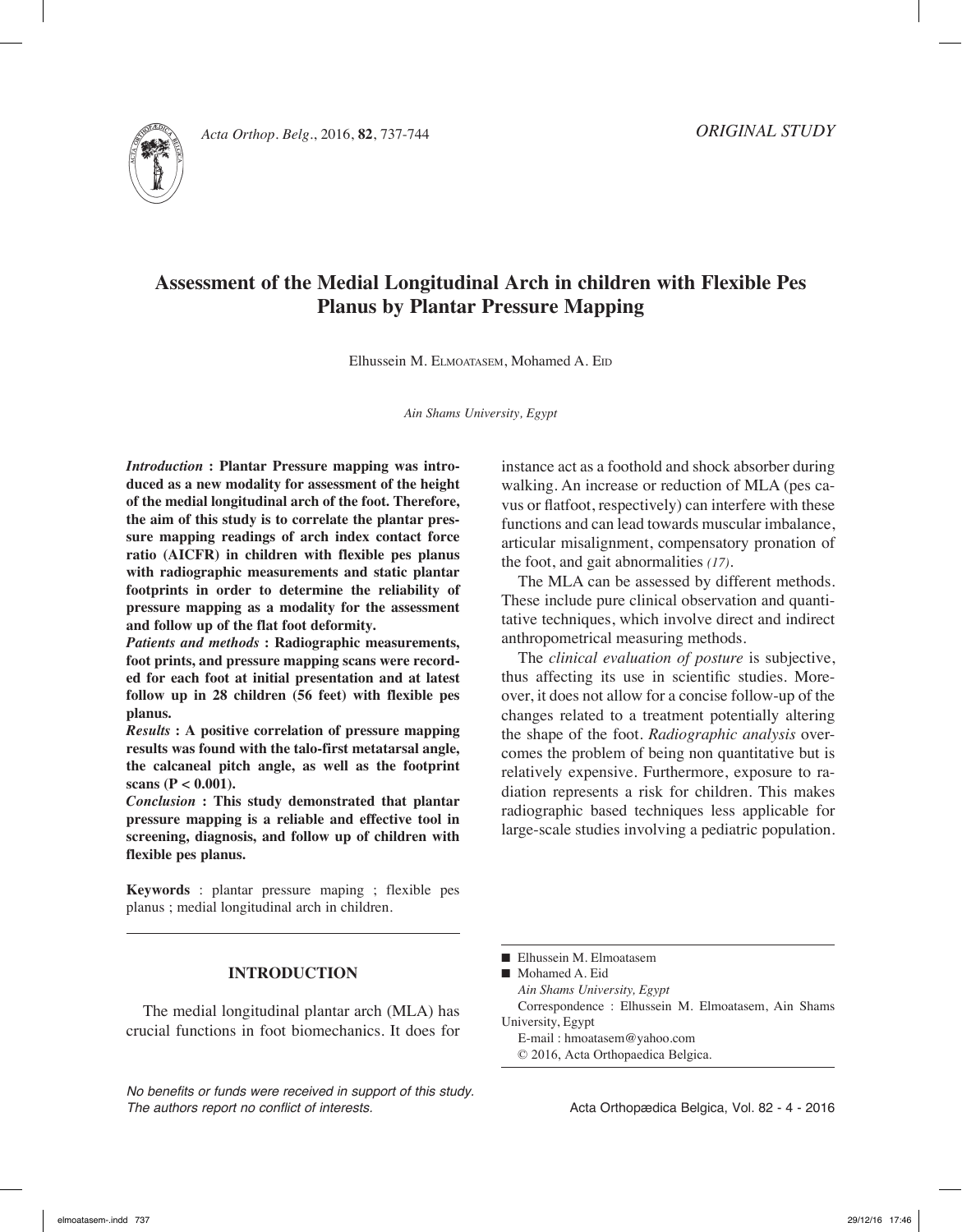*ORIGINAL STUDY*

# Assessment of the Medial Longitudinal Arch in children with Flexible Pes Planus by Plantar Pressure Mapping

Elhussein M. Elmoatasem, Mohamed A. Eid

*Ain Shams University, Egypt*

***Introduction*** **: Plantar Pressure mapping was introduced as a new modality for assessment of the height of the medial longitudinal arch of the foot. Therefore, the aim of this study is to correlate the plantar pressure mapping readings of arch index contact force ratio (AICFR) in children with flexible pes planus with radiographic measurements and static plantar footprints in order to determine the reliability of pressure mapping as a modality for the assessment and follow up of the flat foot deformity.**

***Patients and methods*** **: Radiographic measurements, foot prints, and pressure mapping scans were recorded for each foot at initial presentation and at latest follow up in 28 children (56 feet) with flexible pes planus.**

***Results*** **: A positive correlation of pressure mapping results was found with the talo-first metatarsal angle, the calcaneal pitch angle, as well as the footprint scans ($P < 0.001$).**

***Conclusion*** **: This study demonstrated that plantar pressure mapping is a reliable and effective tool in screening, diagnosis, and follow up of children with flexible pes planus.**

**Keywords** : plantar pressure maping ; flexible pes planus ; medial longitudinal arch in children.

## INTRODUCTION

The medial longitudinal plantar arch (MLA) has crucial functions in foot biomechanics. It does for instance act as a foothold and shock absorber during walking. An increase or reduction of MLA (pes cavus or flatfoot, respectively) can interfere with these functions and can lead towards muscular imbalance, articular misalignment, compensatory pronation of the foot, and gait abnormalities *(17)*.

The MLA can be assessed by different methods. These include pure clinical observation and quantitative techniques, which involve direct and indirect anthropometrical measuring methods.

The *clinical evaluation of posture* is subjective, thus affecting its use in scientific studies. Moreover, it does not allow for a concise follow-up of the changes related to a treatment potentially altering the shape of the foot. *Radiographic analysis* overcomes the problem of being non quantitative but is relatively expensive. Furthermore, exposure to radiation represents a risk for children. This makes radiographic based techniques less applicable for large-scale studies involving a pediatric population.

■ Elhussein M. Elmoatasem
■ Mohamed A. Eid
*Ain Shams University, Egypt*
Correspondence : Elhussein M. Elmoatasem, Ain Shams University, Egypt
E-mail : hmoatasem@yahoo.com
© 2016, Acta Orthopaedica Belgica.

*No benefits or funds were received in support of this study. The authors report no conflict of interests.*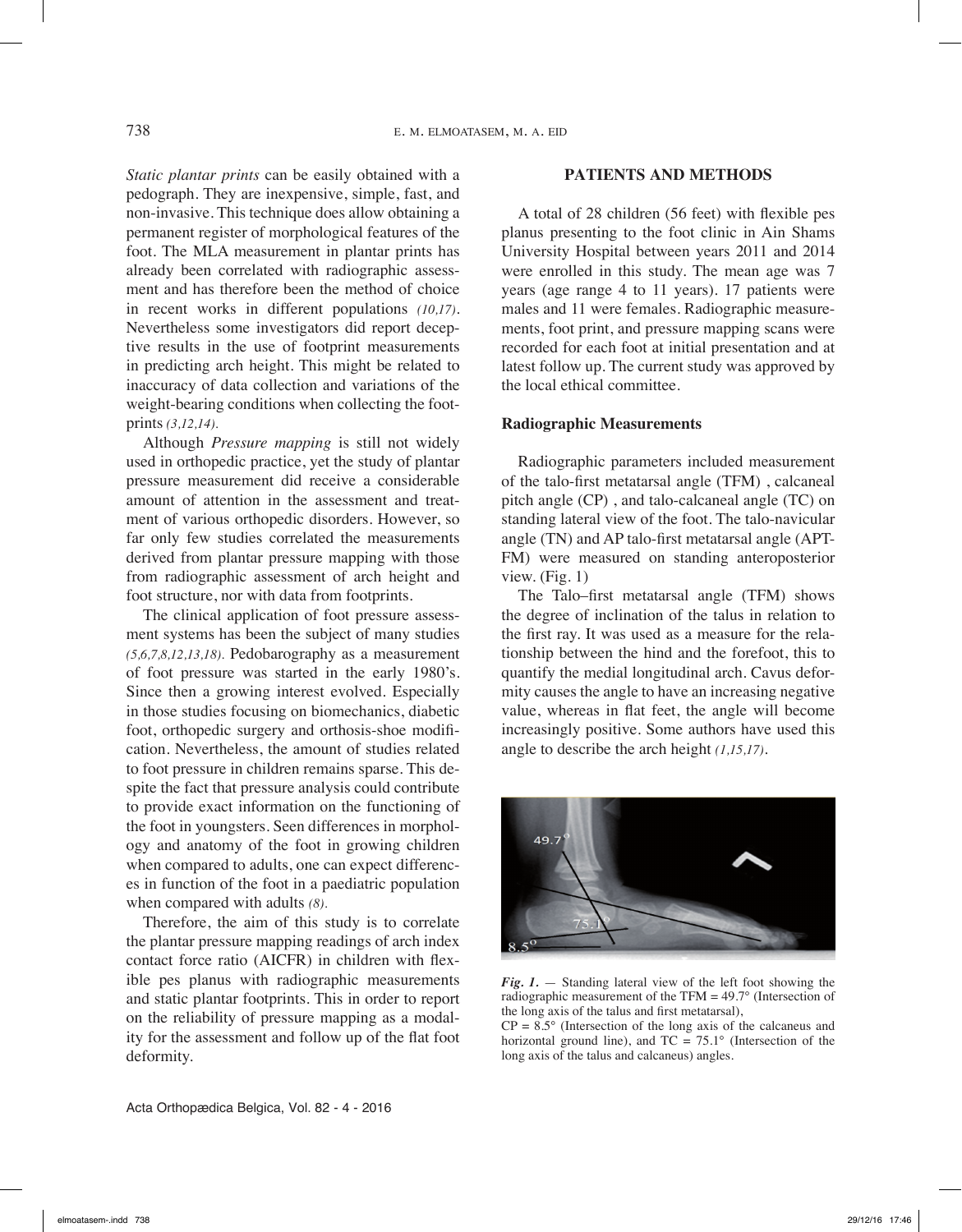*Static plantar prints* can be easily obtained with a pedograph. They are inexpensive, simple, fast, and non-invasive. This technique does allow obtaining a permanent register of morphological features of the foot. The MLA measurement in plantar prints has already been correlated with radiographic assessment and has therefore been the method of choice in recent works in different populations *(10,17)*. Nevertheless some investigators did report deceptive results in the use of footprint measurements in predicting arch height. This might be related to inaccuracy of data collection and variations of the weight-bearing conditions when collecting the footprints *(3,12,14)*.

Although *Pressure mapping* is still not widely used in orthopedic practice, yet the study of plantar pressure measurement did receive a considerable amount of attention in the assessment and treatment of various orthopedic disorders. However, so far only few studies correlated the measurements derived from plantar pressure mapping with those from radiographic assessment of arch height and foot structure, nor with data from footprints.

The clinical application of foot pressure assessment systems has been the subject of many studies *(5,6,7,8,12,13,18)*. Pedobarography as a measurement of foot pressure was started in the early 1980's. Since then a growing interest evolved. Especially in those studies focusing on biomechanics, diabetic foot, orthopedic surgery and orthosis-shoe modification. Nevertheless, the amount of studies related to foot pressure in children remains sparse. This despite the fact that pressure analysis could contribute to provide exact information on the functioning of the foot in youngsters. Seen differences in morphology and anatomy of the foot in growing children when compared to adults, one can expect differences in function of the foot in a paediatric population when compared with adults *(8)*.

Therefore, the aim of this study is to correlate the plantar pressure mapping readings of arch index contact force ratio (AICFR) in children with flexible pes planus with radiographic measurements and static plantar footprints. This in order to report on the reliability of pressure mapping as a modality for the assessment and follow up of the flat foot deformity.

## PATIENTS AND METHODS

A total of 28 children (56 feet) with flexible pes planus presenting to the foot clinic in Ain Shams University Hospital between years 2011 and 2014 were enrolled in this study. The mean age was 7 years (age range 4 to 11 years). 17 patients were males and 11 were females. Radiographic measurements, foot print, and pressure mapping scans were recorded for each foot at initial presentation and at latest follow up. The current study was approved by the local ethical committee.

### Radiographic Measurements

Radiographic parameters included measurement of the talo-first metatarsal angle (TFM) , calcaneal pitch angle (CP) , and talo-calcaneal angle (TC) on standing lateral view of the foot. The talo-navicular angle (TN) and AP talo-first metatarsal angle (APT-FM) were measured on standing anteroposterior view. (Fig. 1)

The Talo–first metatarsal angle (TFM) shows the degree of inclination of the talus in relation to the first ray. It was used as a measure for the relationship between the hind and the forefoot, this to quantify the medial longitudinal arch. Cavus deformity causes the angle to have an increasing negative value, whereas in flat feet, the angle will become increasingly positive. Some authors have used this angle to describe the arch height *(1,15,17)*.

***Fig. 1.*** — Standing lateral view of the left foot showing the radiographic measurement of the TFM = 49.7° (Intersection of the long axis of the talus and first metatarsal),
CP = 8.5° (Intersection of the long axis of the calcaneus and horizontal ground line), and TC = 75.1° (Intersection of the long axis of the talus and calcaneus) angles.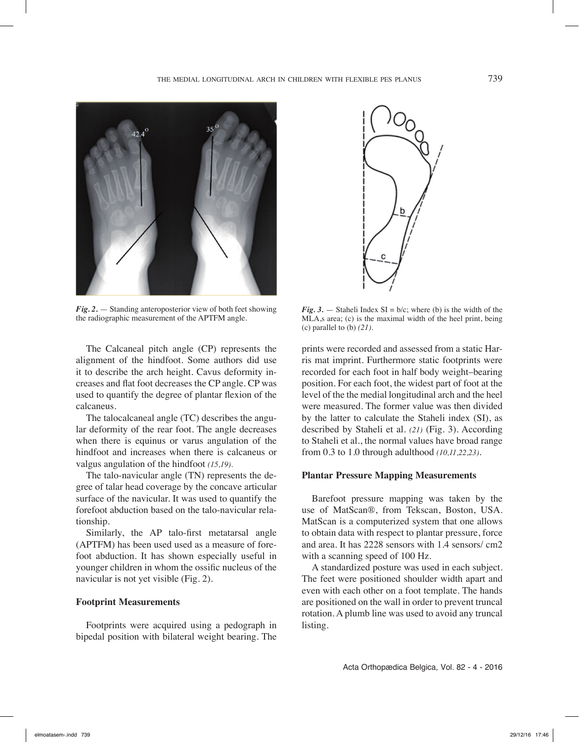*Fig. 2.* — Standing anteroposterior view of both feet showing the radiographic measurement of the APTFM angle.

The Calcaneal pitch angle (CP) represents the alignment of the hindfoot. Some authors did use it to describe the arch height. Cavus deformity increases and flat foot decreases the CP angle. CP was used to quantify the degree of plantar flexion of the calcaneus.

The talocalcaneal angle (TC) describes the angular deformity of the rear foot. The angle decreases when there is equinus or varus angulation of the hindfoot and increases when there is calcaneus or valgus angulation of the hindfoot *(15,19)*.

The talo-navicular angle (TN) represents the degree of talar head coverage by the concave articular surface of the navicular. It was used to quantify the forefoot abduction based on the talo-navicular relationship.

Similarly, the AP talo-first metatarsal angle (APTFM) has been used used as a measure of forefoot abduction. It has shown especially useful in younger children in whom the ossific nucleus of the navicular is not yet visible (Fig. 2).

**Footprint Measurements**

Footprints were acquired using a pedograph in bipedal position with bilateral weight bearing. The prints were recorded and assessed from a static Harris mat imprint. Furthermore static footprints were recorded for each foot in half body weight–bearing position. For each foot, the widest part of foot at the level of the the medial longitudinal arch and the heel were measured. The former value was then divided by the latter to calculate the Staheli index (SI), as described by Staheli et al. *(21)* (Fig. 3). According to Staheli et al., the normal values have broad range from 0.3 to 1.0 through adulthood *(10,11,22,23)*.

*Fig. 3.* — Staheli Index SI = b/c; where (b) is the width of the MLA,s area; (c) is the maximal width of the heel print, being (c) parallel to (b) *(21)*.

**Plantar Pressure Mapping Measurements**

Barefoot pressure mapping was taken by the use of MatScan®, from Tekscan, Boston, USA. MatScan is a computerized system that one allows to obtain data with respect to plantar pressure, force and area. It has 2228 sensors with 1.4 sensors/ cm2 with a scanning speed of 100 Hz.

A standardized posture was used in each subject. The feet were positioned shoulder width apart and even with each other on a foot template. The hands are positioned on the wall in order to prevent truncal rotation. A plumb line was used to avoid any truncal listing.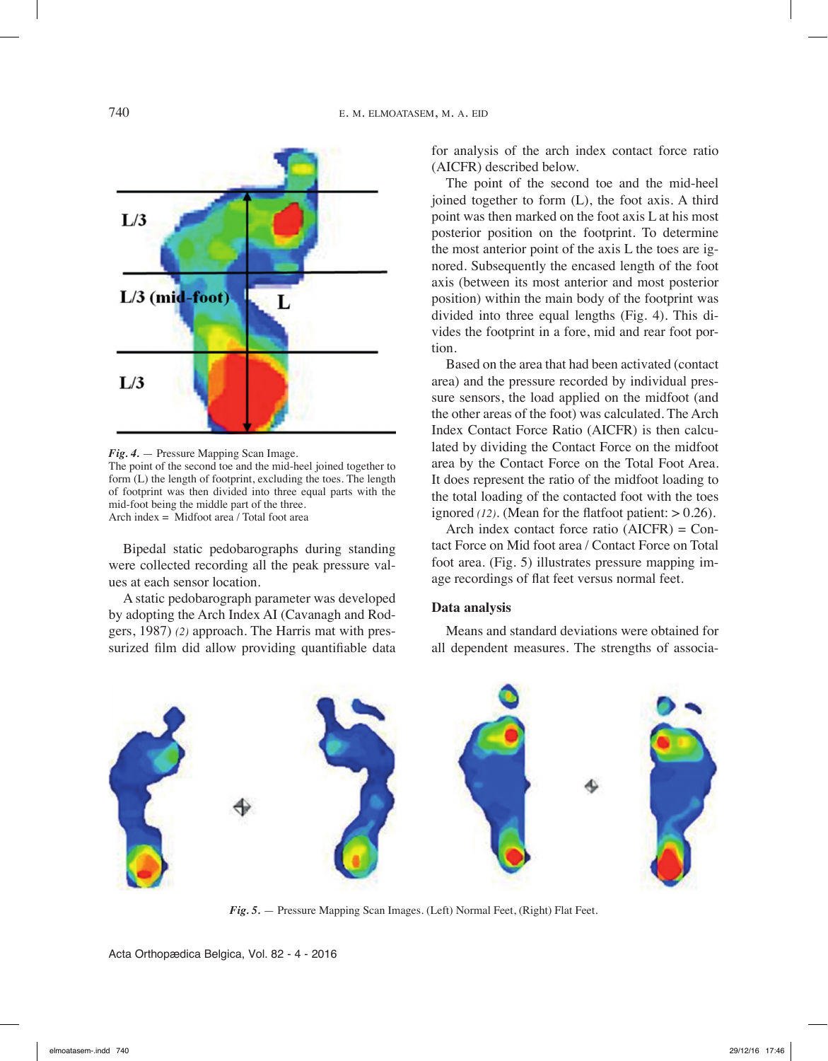*Fig. 4.* — Pressure Mapping Scan Image.
The point of the second toe and the mid-heel joined together to form (L) the length of footprint, excluding the toes. The length of footprint was then divided into three equal parts with the mid-foot being the middle part of the three.
Arch index = Midfoot area / Total foot area

Bipedal static pedobarographs during standing were collected recording all the peak pressure values at each sensor location.

A static pedobarograph parameter was developed by adopting the Arch Index AI (Cavanagh and Rodgers, 1987) *(2)* approach. The Harris mat with pressurized film did allow providing quantifiable data for analysis of the arch index contact force ratio (AICFR) described below.

The point of the second toe and the mid-heel joined together to form (L), the foot axis. A third point was then marked on the foot axis L at his most posterior position on the footprint. To determine the most anterior point of the axis L the toes are ignored. Subsequently the encased length of the foot axis (between its most anterior and most posterior position) within the main body of the footprint was divided into three equal lengths (Fig. 4). This divides the footprint in a fore, mid and rear foot portion.

Based on the area that had been activated (contact area) and the pressure recorded by individual pressure sensors, the load applied on the midfoot (and the other areas of the foot) was calculated. The Arch Index Contact Force Ratio (AICFR) is then calculated by dividing the Contact Force on the midfoot area by the Contact Force on the Total Foot Area. It does represent the ratio of the midfoot loading to the total loading of the contacted foot with the toes ignored *(12)*. (Mean for the flatfoot patient: > 0.26).

Arch index contact force ratio (AICFR) = Contact Force on Mid foot area / Contact Force on Total foot area. (Fig. 5) illustrates pressure mapping image recordings of flat feet versus normal feet.

## Data analysis

Means and standard deviations were obtained for all dependent measures. The strengths of associa-

*Fig. 5.* — Pressure Mapping Scan Images. (Left) Normal Feet, (Right) Flat Feet.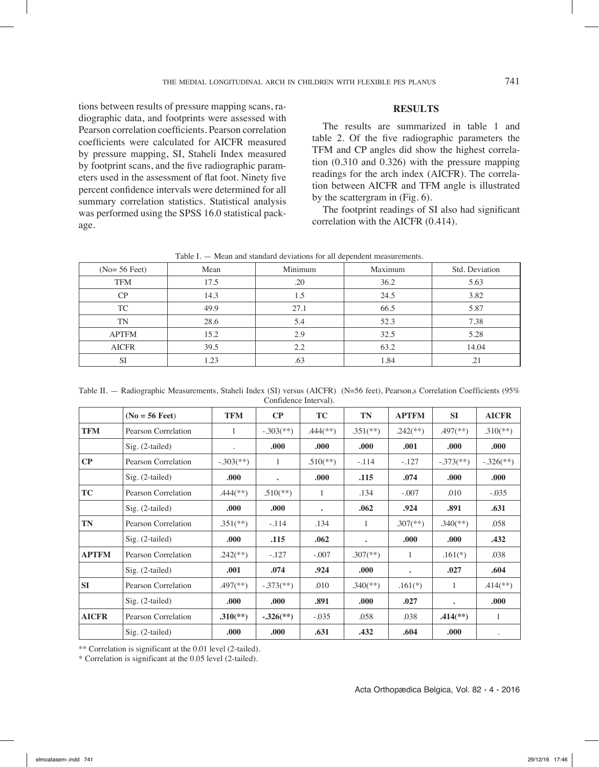tions between results of pressure mapping scans, radiographic data, and footprints were assessed with Pearson correlation coefficients. Pearson correlation coefficients were calculated for AICFR measured by pressure mapping, SI, Staheli Index measured by footprint scans, and the five radiographic parameters used in the assessment of flat foot. Ninety five percent confidence intervals were determined for all summary correlation statistics. Statistical analysis was performed using the SPSS 16.0 statistical package.

## RESULTS

The results are summarized in table 1 and table 2. Of the five radiographic parameters the TFM and CP angles did show the highest correlation (0.310 and 0.326) with the pressure mapping readings for the arch index (AICFR). The correlation between AICFR and TFM angle is illustrated by the scattergram in (Fig. 6).

The footprint readings of SI also had significant correlation with the AICFR (0.414).

Table I. — Mean and standard deviations for all dependent measurements.

| (No= 56 Feet) | Mean | Minimum | Maximum | Std. Deviation |
|---|---|---|---|---|
| TFM | 17.5 | .20 | 36.2 | 5.63 |
| CP | 14.3 | 1.5 | 24.5 | 3.82 |
| TC | 49.9 | 27.1 | 66.5 | 5.87 |
| TN | 28.6 | 5.4 | 52.3 | 7.38 |
| APTFM | 15.2 | 2.9 | 32.5 | 5.28 |
| AICFR | 39.5 | 2.2 | 63.2 | 14.04 |
| SI | 1.23 | .63 | 1.84 | .21 |

Table II. — Radiographic Measurements, Staheli Index (SI) versus (AICFR) (N=56 feet), Pearson,s Correlation Coefficients (95% Confidence Interval).

| | **(No = 56 Feet)** | **TFM** | **CP** | **TC** | **TN** | **APTFM** | **SI** | **AICFR** |
|---|---|---|---|---|---|---|---|---|
| **TFM** | Pearson Correlation | 1 | -.303(**) | .444(**) | .351(**) | .242(**) | .497(**) | .310(**) |
| | Sig. (2-tailed) | . | **.000** | **.000** | **.000** | **.001** | **.000** | **.000** |
| **CP** | Pearson Correlation | -.303(**) | 1 | .510(**) | -.114 | -.127 | -.373(**) | -.326(**) |
| | Sig. (2-tailed) | **.000** | **.** | **.000** | **.115** | **.074** | **.000** | **.000** |
| **TC** | Pearson Correlation | .444(**) | .510(**) | 1 | .134 | -.007 | .010 | -.035 |
| | Sig. (2-tailed) | **.000** | **.000** | **.** | **.062** | **.924** | **.891** | **.631** |
| **TN** | Pearson Correlation | .351(**) | -.114 | .134 | 1 | .307(**) | .340(**) | .058 |
| | Sig. (2-tailed) | **.000** | **.115** | **.062** | **.** | **.000** | **.000** | **.432** |
| **APTFM** | Pearson Correlation | .242(**) | -.127 | -.007 | .307(**) | 1 | .161(*) | .038 |
| | Sig. (2-tailed) | **.001** | **.074** | **.924** | **.000** | **.** | **.027** | **.604** |
| **SI** | Pearson Correlation | .497(**) | -.373(**) | .010 | .340(**) | .161(*) | 1 | .414(**) |
| | Sig. (2-tailed) | **.000** | **.000** | **.891** | **.000** | **.027** | **.** | **.000** |
| **AICFR** | Pearson Correlation | **.310(**)** | **-.326(**)** | -.035 | .058 | .038 | **.414(**)** | 1 |
| | Sig. (2-tailed) | **.000** | **.000** | **.631** | **.432** | **.604** | **.000** | . |

** Correlation is significant at the 0.01 level (2-tailed).

* Correlation is significant at the 0.05 level (2-tailed).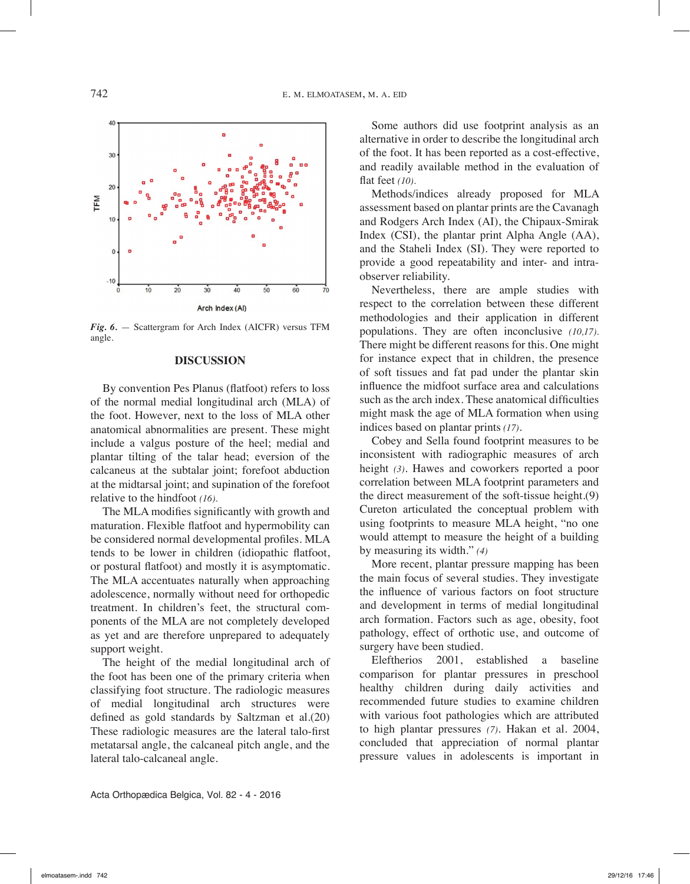*Fig. 6.* — Scattergram for Arch Index (AICFR) versus TFM angle.

## DISCUSSION

By convention Pes Planus (flatfoot) refers to loss of the normal medial longitudinal arch (MLA) of the foot. However, next to the loss of MLA other anatomical abnormalities are present. These might include a valgus posture of the heel; medial and plantar tilting of the talar head; eversion of the calcaneus at the subtalar joint; forefoot abduction at the midtarsal joint; and supination of the forefoot relative to the hindfoot *(16)*.

The MLA modifies significantly with growth and maturation. Flexible flatfoot and hypermobility can be considered normal developmental profiles. MLA tends to be lower in children (idiopathic flatfoot, or postural flatfoot) and mostly it is asymptomatic. The MLA accentuates naturally when approaching adolescence, normally without need for orthopedic treatment. In children's feet, the structural components of the MLA are not completely developed as yet and are therefore unprepared to adequately support weight.

The height of the medial longitudinal arch of the foot has been one of the primary criteria when classifying foot structure. The radiologic measures of medial longitudinal arch structures were defined as gold standards by Saltzman et al.(20) These radiologic measures are the lateral talo-first metatarsal angle, the calcaneal pitch angle, and the lateral talo-calcaneal angle.

Some authors did use footprint analysis as an alternative in order to describe the longitudinal arch of the foot. It has been reported as a cost-effective, and readily available method in the evaluation of flat feet *(10)*.

Methods/indices already proposed for MLA assessment based on plantar prints are the Cavanagh and Rodgers Arch Index (AI), the Chipaux-Smirak Index (CSI), the plantar print Alpha Angle (AA), and the Staheli Index (SI). They were reported to provide a good repeatability and inter- and intra-observer reliability.

Nevertheless, there are ample studies with respect to the correlation between these different methodologies and their application in different populations. They are often inconclusive *(10,17)*. There might be different reasons for this. One might for instance expect that in children, the presence of soft tissues and fat pad under the plantar skin influence the midfoot surface area and calculations such as the arch index. These anatomical difficulties might mask the age of MLA formation when using indices based on plantar prints *(17)*.

Cobey and Sella found footprint measures to be inconsistent with radiographic measures of arch height *(3)*. Hawes and coworkers reported a poor correlation between MLA footprint parameters and the direct measurement of the soft-tissue height.(9) Cureton articulated the conceptual problem with using footprints to measure MLA height, "no one would attempt to measure the height of a building by measuring its width." *(4)*

More recent, plantar pressure mapping has been the main focus of several studies. They investigate the influence of various factors on foot structure and development in terms of medial longitudinal arch formation. Factors such as age, obesity, foot pathology, effect of orthotic use, and outcome of surgery have been studied.

Eleftherios 2001, established a baseline comparison for plantar pressures in preschool healthy children during daily activities and recommended future studies to examine children with various foot pathologies which are attributed to high plantar pressures *(7)*. Hakan et al. 2004, concluded that appreciation of normal plantar pressure values in adolescents is important in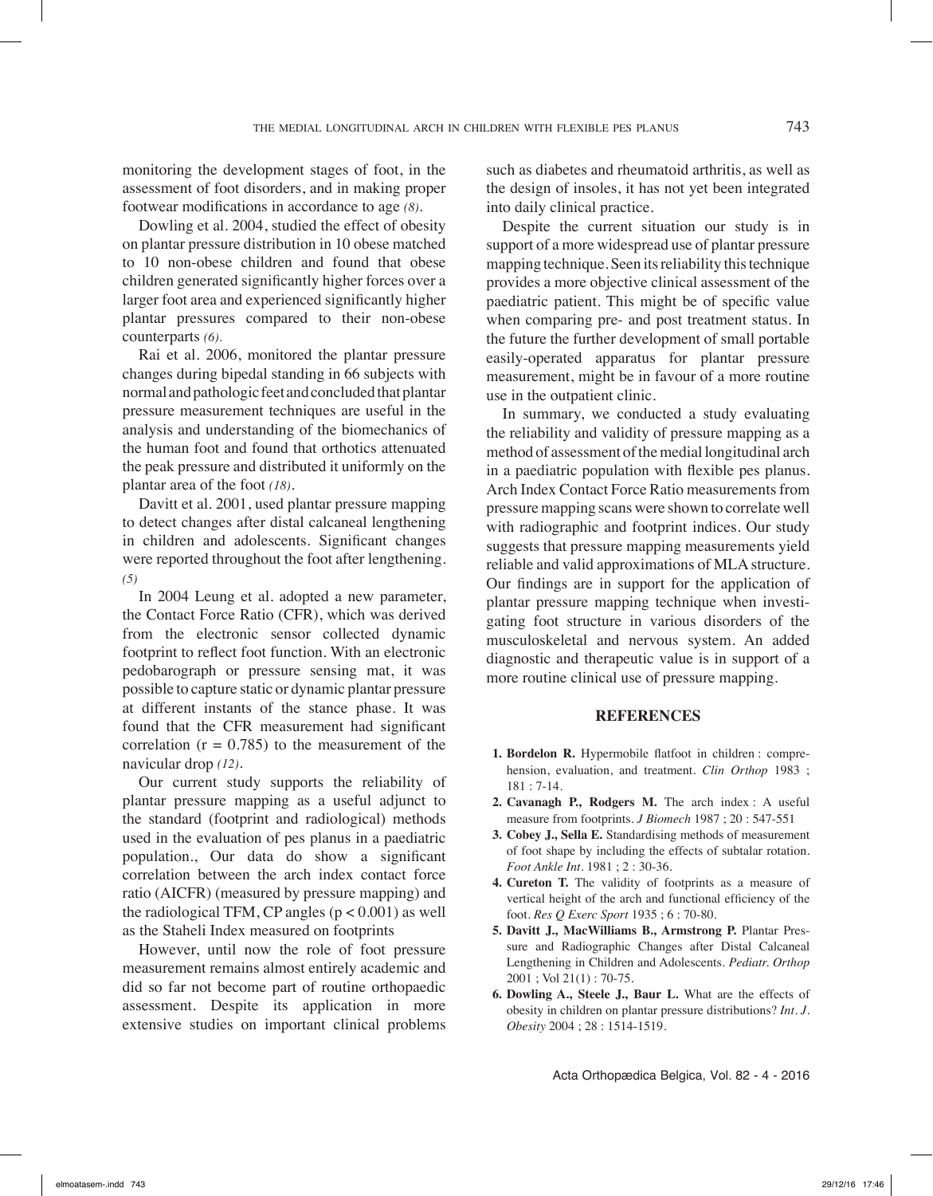monitoring the development stages of foot, in the assessment of foot disorders, and in making proper footwear modifications in accordance to age *(8)*.

Dowling et al. 2004, studied the effect of obesity on plantar pressure distribution in 10 obese matched to 10 non-obese children and found that obese children generated significantly higher forces over a larger foot area and experienced significantly higher plantar pressures compared to their non-obese counterparts *(6)*.

Rai et al. 2006, monitored the plantar pressure changes during bipedal standing in 66 subjects with normal and pathologic feet and concluded that plantar pressure measurement techniques are useful in the analysis and understanding of the biomechanics of the human foot and found that orthotics attenuated the peak pressure and distributed it uniformly on the plantar area of the foot *(18)*.

Davitt et al. 2001, used plantar pressure mapping to detect changes after distal calcaneal lengthening in children and adolescents. Significant changes were reported throughout the foot after lengthening. *(5)*

In 2004 Leung et al. adopted a new parameter, the Contact Force Ratio (CFR), which was derived from the electronic sensor collected dynamic footprint to reflect foot function. With an electronic pedobarograph or pressure sensing mat, it was possible to capture static or dynamic plantar pressure at different instants of the stance phase. It was found that the CFR measurement had significant correlation ($r = 0.785$) to the measurement of the navicular drop *(12)*.

Our current study supports the reliability of plantar pressure mapping as a useful adjunct to the standard (footprint and radiological) methods used in the evaluation of pes planus in a paediatric population., Our data do show a significant correlation between the arch index contact force ratio (AICFR) (measured by pressure mapping) and the radiological TFM, CP angles ($p < 0.001$) as well as the Staheli Index measured on footprints

However, until now the role of foot pressure measurement remains almost entirely academic and did so far not become part of routine orthopaedic assessment. Despite its application in more extensive studies on important clinical problems such as diabetes and rheumatoid arthritis, as well as the design of insoles, it has not yet been integrated into daily clinical practice.

Despite the current situation our study is in support of a more widespread use of plantar pressure mapping technique. Seen its reliability this technique provides a more objective clinical assessment of the paediatric patient. This might be of specific value when comparing pre- and post treatment status. In the future the further development of small portable easily-operated apparatus for plantar pressure measurement, might be in favour of a more routine use in the outpatient clinic.

In summary, we conducted a study evaluating the reliability and validity of pressure mapping as a method of assessment of the medial longitudinal arch in a paediatric population with flexible pes planus. Arch Index Contact Force Ratio measurements from pressure mapping scans were shown to correlate well with radiographic and footprint indices. Our study suggests that pressure mapping measurements yield reliable and valid approximations of MLA structure. Our findings are in support for the application of plantar pressure mapping technique when investigating foot structure in various disorders of the musculoskeletal and nervous system. An added diagnostic and therapeutic value is in support of a more routine clinical use of pressure mapping.

## REFERENCES

1. **Bordelon R.** Hypermobile flatfoot in children : comprehension, evaluation, and treatment. *Clin Orthop* 1983 ; 181 : 7-14.
2. **Cavanagh P., Rodgers M.** The arch index : A useful measure from footprints. *J Biomech* 1987 ; 20 : 547-551
3. **Cobey J., Sella E.** Standardising methods of measurement of foot shape by including the effects of subtalar rotation. *Foot Ankle Int*. 1981 ; 2 : 30-36.
4. **Cureton T.** The validity of footprints as a measure of vertical height of the arch and functional efficiency of the foot. *Res Q Exerc Sport* 1935 ; 6 : 70-80.
5. **Davitt J., MacWilliams B., Armstrong P.** Plantar Pressure and Radiographic Changes after Distal Calcaneal Lengthening in Children and Adolescents. *Pediatr. Orthop* 2001 ; Vol 21(1) : 70-75.
6. **Dowling A., Steele J., Baur L.** What are the effects of obesity in children on plantar pressure distributions? *Int. J. Obesity* 2004 ; 28 : 1514-1519.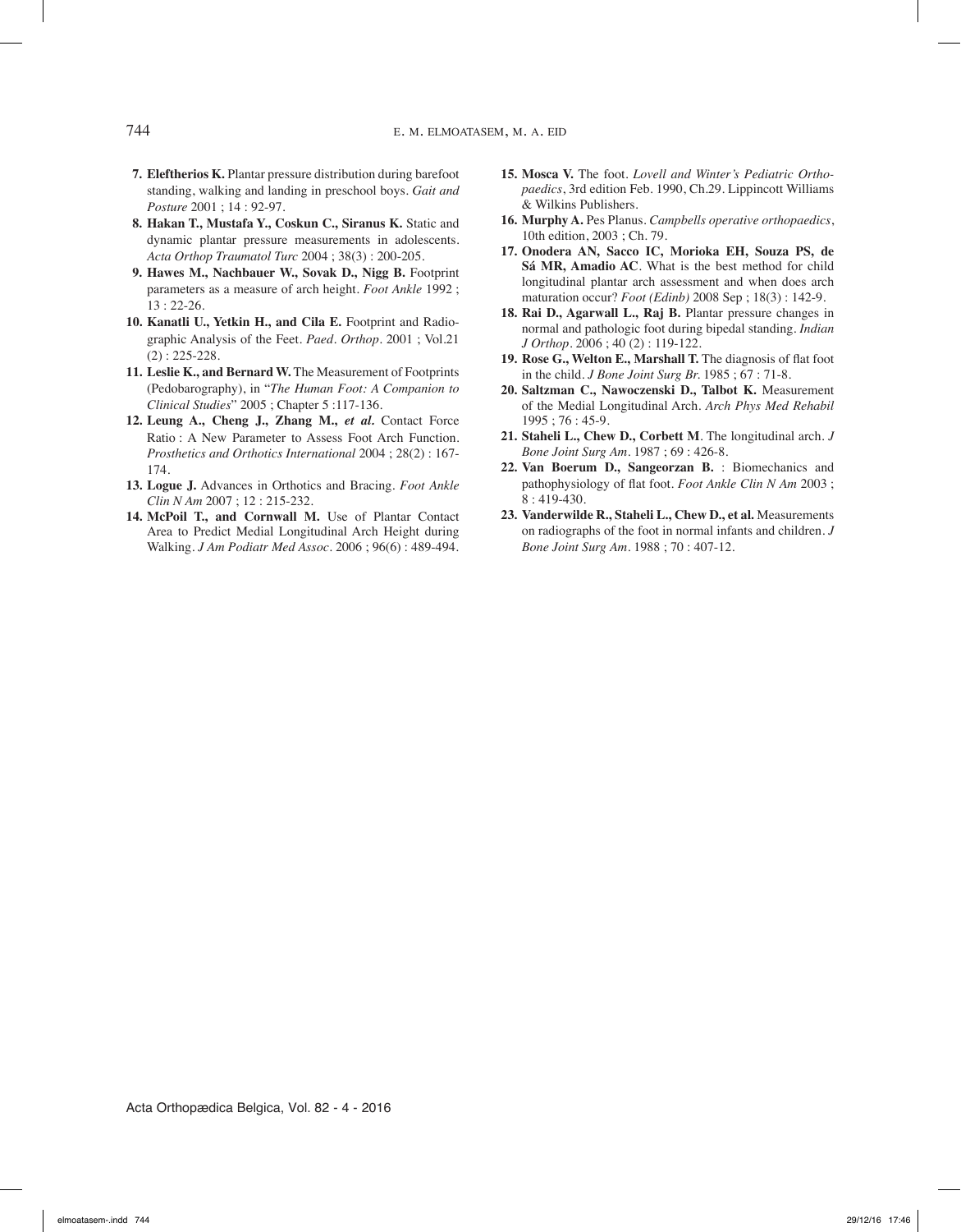7. **Eleftherios K.** Plantar pressure distribution during barefoot standing, walking and landing in preschool boys. *Gait and Posture* 2001 ; 14 : 92-97.
8. **Hakan T., Mustafa Y., Coskun C., Siranus K.** Static and dynamic plantar pressure measurements in adolescents. *Acta Orthop Traumatol Turc* 2004 ; 38(3) : 200-205.
9. **Hawes M., Nachbauer W., Sovak D., Nigg B.** Footprint parameters as a measure of arch height. *Foot Ankle* 1992 ; 13 : 22-26.
10. **Kanatli U., Yetkin H., and Cila E.** Footprint and Radiographic Analysis of the Feet. *Paed. Orthop.* 2001 ; Vol.21 (2) : 225-228.
11. **Leslie K., and Bernard W.** The Measurement of Footprints (Pedobarography), in "*The Human Foot: A Companion to Clinical Studies*" 2005 ; Chapter 5 :117-136.
12. **Leung A., Cheng J., Zhang M., *et al.*** Contact Force Ratio : A New Parameter to Assess Foot Arch Function. *Prosthetics and Orthotics International* 2004 ; 28(2) : 167-174.
13. **Logue J.** Advances in Orthotics and Bracing. *Foot Ankle Clin N Am* 2007 ; 12 : 215-232.
14. **McPoil T., and Cornwall M.** Use of Plantar Contact Area to Predict Medial Longitudinal Arch Height during Walking. *J Am Podiatr Med Assoc.* 2006 ; 96(6) : 489-494.
15. **Mosca V.** The foot. *Lovell and Winter's Pediatric Orthopaedics*, 3rd edition Feb. 1990, Ch.29. Lippincott Williams & Wilkins Publishers.
16. **Murphy A.** Pes Planus. *Campbells operative orthopaedics*, 10th edition, 2003 ; Ch. 79.
17. **Onodera AN, Sacco IC, Morioka EH, Souza PS, de Sá MR, Amadio AC**. What is the best method for child longitudinal plantar arch assessment and when does arch maturation occur? *Foot (Edinb)* 2008 Sep ; 18(3) : 142-9.
18. **Rai D., Agarwall L., Raj B.** Plantar pressure changes in normal and pathologic foot during bipedal standing. *Indian J Orthop.* 2006 ; 40 (2) : 119-122.
19. **Rose G., Welton E., Marshall T.** The diagnosis of flat foot in the child. *J Bone Joint Surg Br.* 1985 ; 67 : 71-8.
20. **Saltzman C., Nawoczenski D., Talbot K.** Measurement of the Medial Longitudinal Arch. *Arch Phys Med Rehabil* 1995 ; 76 : 45-9.
21. **Staheli L., Chew D., Corbett M**. The longitudinal arch. *J Bone Joint Surg Am.* 1987 ; 69 : 426-8.
22. **Van Boerum D., Sangeorzan B.** : Biomechanics and pathophysiology of flat foot. *Foot Ankle Clin N Am* 2003 ; 8 : 419-430.
23. **Vanderwilde R., Staheli L., Chew D., et al.** Measurements on radiographs of the foot in normal infants and children. *J Bone Joint Surg Am.* 1988 ; 70 : 407-12.